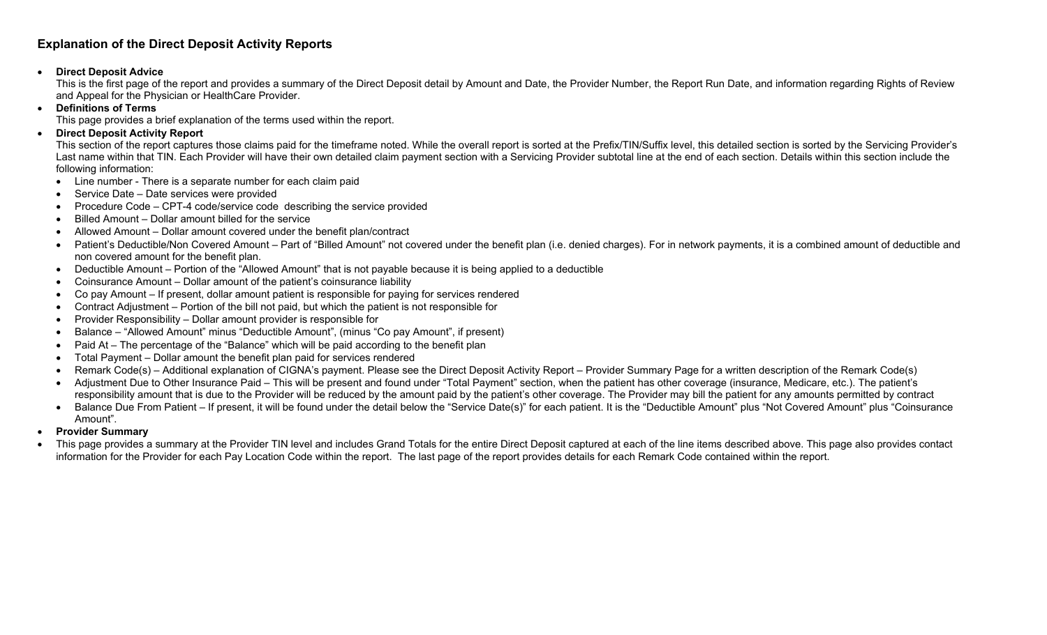# Explanation of the Direct Deposit Activity Reports

- **Direct Deposit Advice**
  This is the first page of the report and provides a summary of the Direct Deposit detail by Amount and Date, the Provider Number, the Report Run Date, and information regarding Rights of Review and Appeal for the Physician or HealthCare Provider.
- **Definitions of Terms**
  This page provides a brief explanation of the terms used within the report.
- **Direct Deposit Activity Report**
  This section of the report captures those claims paid for the timeframe noted. While the overall report is sorted at the Prefix/TIN/Suffix level, this detailed section is sorted by the Servicing Provider's Last name within that TIN. Each Provider will have their own detailed claim payment section with a Servicing Provider subtotal line at the end of each section. Details within this section include the following information:
  - Line number - There is a separate number for each claim paid
  - Service Date – Date services were provided
  - Procedure Code – CPT-4 code/service code describing the service provided
  - Billed Amount – Dollar amount billed for the service
  - Allowed Amount – Dollar amount covered under the benefit plan/contract
  - Patient's Deductible/Non Covered Amount – Part of "Billed Amount" not covered under the benefit plan (i.e. denied charges). For in network payments, it is a combined amount of deductible and non covered amount for the benefit plan.
  - Deductible Amount – Portion of the "Allowed Amount" that is not payable because it is being applied to a deductible
  - Coinsurance Amount – Dollar amount of the patient's coinsurance liability
  - Co pay Amount – If present, dollar amount patient is responsible for paying for services rendered
  - Contract Adjustment – Portion of the bill not paid, but which the patient is not responsible for
  - Provider Responsibility – Dollar amount provider is responsible for
  - Balance – "Allowed Amount" minus "Deductible Amount", (minus "Co pay Amount", if present)
  - Paid At – The percentage of the "Balance" which will be paid according to the benefit plan
  - Total Payment – Dollar amount the benefit plan paid for services rendered
  - Remark Code(s) – Additional explanation of CIGNA's payment. Please see the Direct Deposit Activity Report – Provider Summary Page for a written description of the Remark Code(s)
  - Adjustment Due to Other Insurance Paid – This will be present and found under "Total Payment" section, when the patient has other coverage (insurance, Medicare, etc.). The patient's responsibility amount that is due to the Provider will be reduced by the amount paid by the patient's other coverage. The Provider may bill the patient for any amounts permitted by contract
  - Balance Due From Patient – If present, it will be found under the detail below the "Service Date(s)" for each patient. It is the "Deductible Amount" plus "Not Covered Amount" plus "Coinsurance Amount".
- **Provider Summary**
- This page provides a summary at the Provider TIN level and includes Grand Totals for the entire Direct Deposit captured at each of the line items described above. This page also provides contact information for the Provider for each Pay Location Code within the report. The last page of the report provides details for each Remark Code contained within the report.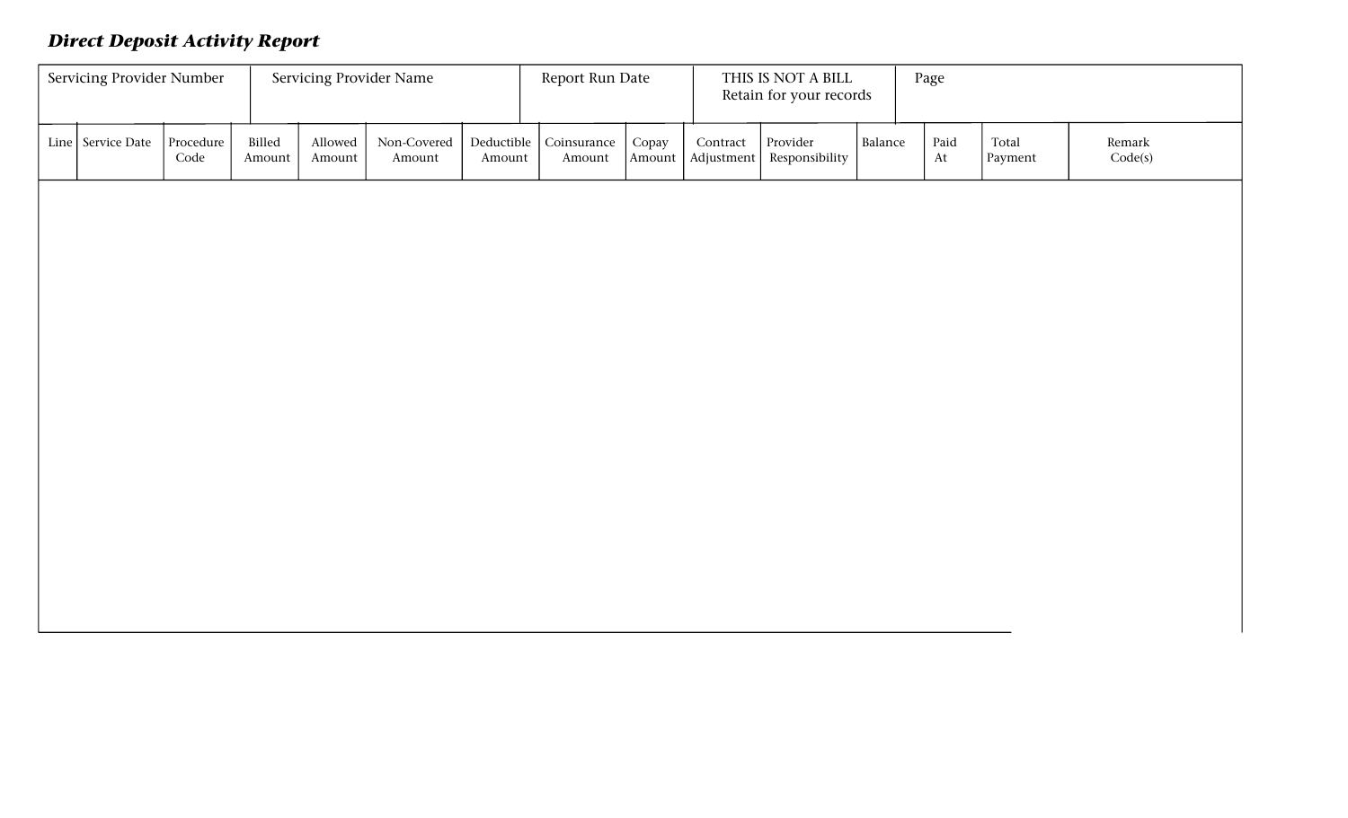*Direct Deposit Activity Report*

| Servicing Provider Number | Servicing Provider Name | Report Run Date | THIS IS NOT A BILL Retain for your records | Page |
|---|---|---|---|---|
| | | | | |

| Line | Service Date | Procedure Code | Billed Amount | Allowed Amount | Non-Covered Amount | Deductible Amount | Coinsurance Amount | Copay Amount | Contract Adjustment | Provider Responsibility | Balance | Paid At | Total Payment | Remark Code(s) |
|---|---|---|---|---|---|---|---|---|---|---|---|---|---|---|
| | | | | | | | | | | | | | | |